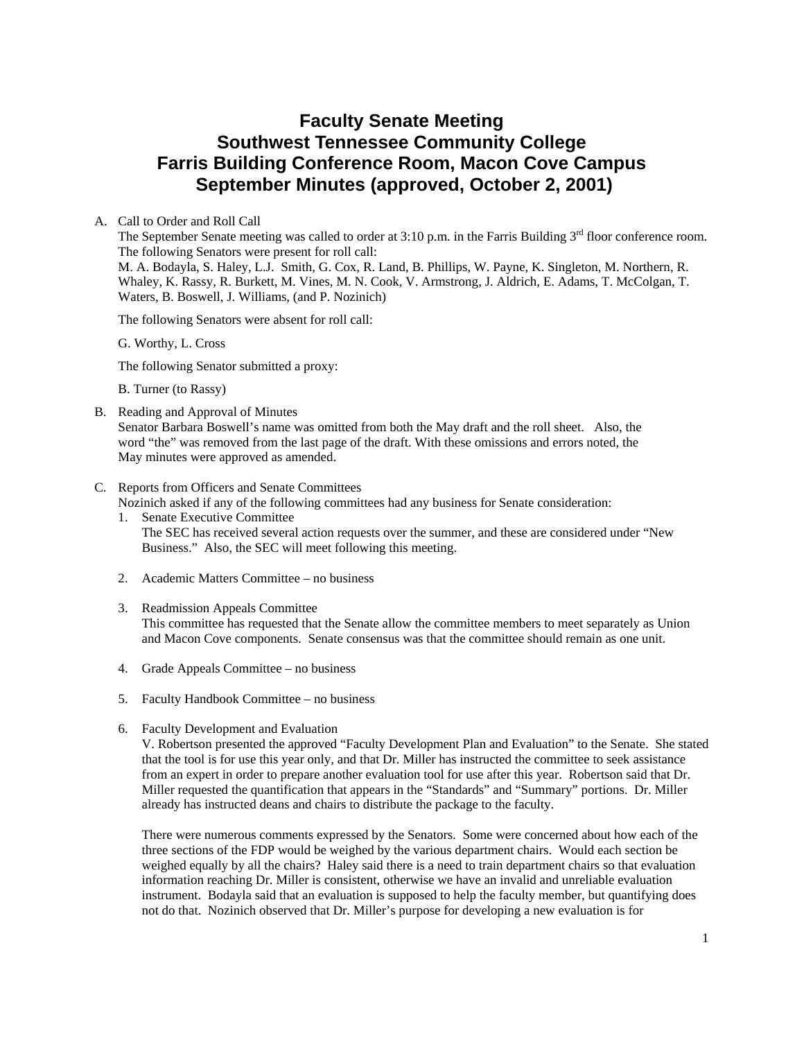# Faculty Senate Meeting
# Southwest Tennessee Community College
# Farris Building Conference Room, Macon Cove Campus
# September Minutes (approved, October 2, 2001)

A. Call to Order and Roll Call

The September Senate meeting was called to order at 3:10 p.m. in the Farris Building 3rd floor conference room. The following Senators were present for roll call:

M. A. Bodayla, S. Haley, L.J. Smith, G. Cox, R. Land, B. Phillips, W. Payne, K. Singleton, M. Northern, R. Whaley, K. Rassy, R. Burkett, M. Vines, M. N. Cook, V. Armstrong, J. Aldrich, E. Adams, T. McColgan, T. Waters, B. Boswell, J. Williams, (and P. Nozinich)

The following Senators were absent for roll call:

G. Worthy, L. Cross

The following Senator submitted a proxy:

B. Turner (to Rassy)

B. Reading and Approval of Minutes

Senator Barbara Boswell's name was omitted from both the May draft and the roll sheet. Also, the word "the" was removed from the last page of the draft. With these omissions and errors noted, the May minutes were approved as amended.

C. Reports from Officers and Senate Committees

Nozinich asked if any of the following committees had any business for Senate consideration:

1. Senate Executive Committee

   The SEC has received several action requests over the summer, and these are considered under "New Business." Also, the SEC will meet following this meeting.

2. Academic Matters Committee – no business

3. Readmission Appeals Committee

   This committee has requested that the Senate allow the committee members to meet separately as Union and Macon Cove components. Senate consensus was that the committee should remain as one unit.

4. Grade Appeals Committee – no business

5. Faculty Handbook Committee – no business

6. Faculty Development and Evaluation

   V. Robertson presented the approved "Faculty Development Plan and Evaluation" to the Senate. She stated that the tool is for use this year only, and that Dr. Miller has instructed the committee to seek assistance from an expert in order to prepare another evaluation tool for use after this year. Robertson said that Dr. Miller requested the quantification that appears in the "Standards" and "Summary" portions. Dr. Miller already has instructed deans and chairs to distribute the package to the faculty.

   There were numerous comments expressed by the Senators. Some were concerned about how each of the three sections of the FDP would be weighed by the various department chairs. Would each section be weighed equally by all the chairs? Haley said there is a need to train department chairs so that evaluation information reaching Dr. Miller is consistent, otherwise we have an invalid and unreliable evaluation instrument. Bodayla said that an evaluation is supposed to help the faculty member, but quantifying does not do that. Nozinich observed that Dr. Miller's purpose for developing a new evaluation is for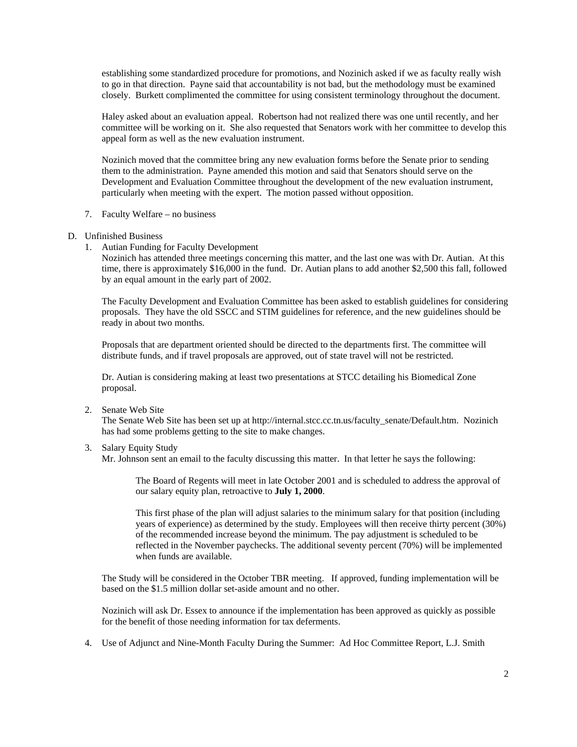establishing some standardized procedure for promotions, and Nozinich asked if we as faculty really wish to go in that direction. Payne said that accountability is not bad, but the methodology must be examined closely. Burkett complimented the committee for using consistent terminology throughout the document.

Haley asked about an evaluation appeal. Robertson had not realized there was one until recently, and her committee will be working on it. She also requested that Senators work with her committee to develop this appeal form as well as the new evaluation instrument.

Nozinich moved that the committee bring any new evaluation forms before the Senate prior to sending them to the administration. Payne amended this motion and said that Senators should serve on the Development and Evaluation Committee throughout the development of the new evaluation instrument, particularly when meeting with the expert. The motion passed without opposition.

7. Faculty Welfare – no business

D. Unfinished Business

1. Autian Funding for Faculty Development

   Nozinich has attended three meetings concerning this matter, and the last one was with Dr. Autian. At this time, there is approximately $16,000 in the fund. Dr. Autian plans to add another $2,500 this fall, followed by an equal amount in the early part of 2002.

   The Faculty Development and Evaluation Committee has been asked to establish guidelines for considering proposals. They have the old SSCC and STIM guidelines for reference, and the new guidelines should be ready in about two months.

   Proposals that are department oriented should be directed to the departments first. The committee will distribute funds, and if travel proposals are approved, out of state travel will not be restricted.

   Dr. Autian is considering making at least two presentations at STCC detailing his Biomedical Zone proposal.

2. Senate Web Site

   The Senate Web Site has been set up at http://internal.stcc.cc.tn.us/faculty_senate/Default.htm. Nozinich has had some problems getting to the site to make changes.

3. Salary Equity Study

   Mr. Johnson sent an email to the faculty discussing this matter. In that letter he says the following:

   > The Board of Regents will meet in late October 2001 and is scheduled to address the approval of our salary equity plan, retroactive to **July 1, 2000**.
   >
   > This first phase of the plan will adjust salaries to the minimum salary for that position (including years of experience) as determined by the study. Employees will then receive thirty percent (30%) of the recommended increase beyond the minimum. The pay adjustment is scheduled to be reflected in the November paychecks. The additional seventy percent (70%) will be implemented when funds are available.

   The Study will be considered in the October TBR meeting. If approved, funding implementation will be based on the $1.5 million dollar set-aside amount and no other.

   Nozinich will ask Dr. Essex to announce if the implementation has been approved as quickly as possible for the benefit of those needing information for tax deferments.

4. Use of Adjunct and Nine-Month Faculty During the Summer: Ad Hoc Committee Report, L.J. Smith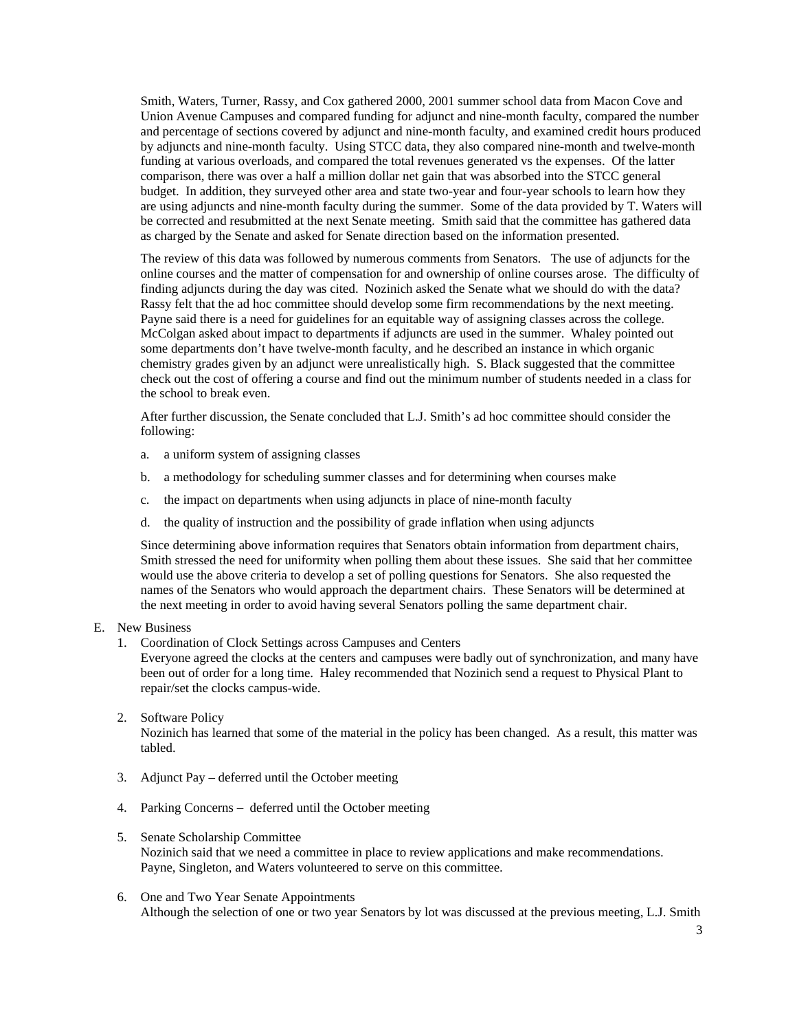Smith, Waters, Turner, Rassy, and Cox gathered 2000, 2001 summer school data from Macon Cove and Union Avenue Campuses and compared funding for adjunct and nine-month faculty, compared the number and percentage of sections covered by adjunct and nine-month faculty, and examined credit hours produced by adjuncts and nine-month faculty. Using STCC data, they also compared nine-month and twelve-month funding at various overloads, and compared the total revenues generated vs the expenses. Of the latter comparison, there was over a half a million dollar net gain that was absorbed into the STCC general budget. In addition, they surveyed other area and state two-year and four-year schools to learn how they are using adjuncts and nine-month faculty during the summer. Some of the data provided by T. Waters will be corrected and resubmitted at the next Senate meeting. Smith said that the committee has gathered data as charged by the Senate and asked for Senate direction based on the information presented.

The review of this data was followed by numerous comments from Senators. The use of adjuncts for the online courses and the matter of compensation for and ownership of online courses arose. The difficulty of finding adjuncts during the day was cited. Nozinich asked the Senate what we should do with the data? Rassy felt that the ad hoc committee should develop some firm recommendations by the next meeting. Payne said there is a need for guidelines for an equitable way of assigning classes across the college. McColgan asked about impact to departments if adjuncts are used in the summer. Whaley pointed out some departments don't have twelve-month faculty, and he described an instance in which organic chemistry grades given by an adjunct were unrealistically high. S. Black suggested that the committee check out the cost of offering a course and find out the minimum number of students needed in a class for the school to break even.

After further discussion, the Senate concluded that L.J. Smith's ad hoc committee should consider the following:

a. a uniform system of assigning classes

b. a methodology for scheduling summer classes and for determining when courses make

c. the impact on departments when using adjuncts in place of nine-month faculty

d. the quality of instruction and the possibility of grade inflation when using adjuncts

Since determining above information requires that Senators obtain information from department chairs, Smith stressed the need for uniformity when polling them about these issues. She said that her committee would use the above criteria to develop a set of polling questions for Senators. She also requested the names of the Senators who would approach the department chairs. These Senators will be determined at the next meeting in order to avoid having several Senators polling the same department chair.

E. New Business

1. Coordination of Clock Settings across Campuses and Centers
   Everyone agreed the clocks at the centers and campuses were badly out of synchronization, and many have been out of order for a long time. Haley recommended that Nozinich send a request to Physical Plant to repair/set the clocks campus-wide.

2. Software Policy
   Nozinich has learned that some of the material in the policy has been changed. As a result, this matter was tabled.

3. Adjunct Pay – deferred until the October meeting

4. Parking Concerns – deferred until the October meeting

5. Senate Scholarship Committee
   Nozinich said that we need a committee in place to review applications and make recommendations. Payne, Singleton, and Waters volunteered to serve on this committee.

6. One and Two Year Senate Appointments
   Although the selection of one or two year Senators by lot was discussed at the previous meeting, L.J. Smith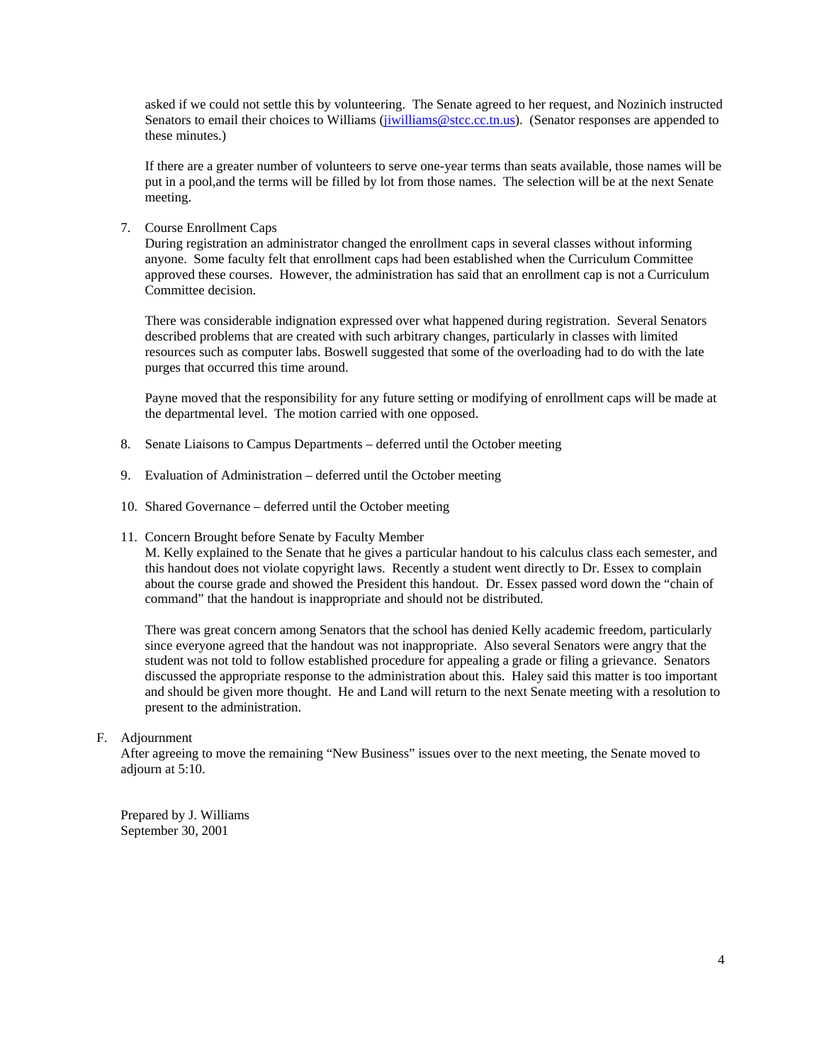asked if we could not settle this by volunteering. The Senate agreed to her request, and Nozinich instructed Senators to email their choices to Williams (jiwilliams@stcc.cc.tn.us). (Senator responses are appended to these minutes.)

If there are a greater number of volunteers to serve one-year terms than seats available, those names will be put in a pool,and the terms will be filled by lot from those names. The selection will be at the next Senate meeting.

7. Course Enrollment Caps
   During registration an administrator changed the enrollment caps in several classes without informing anyone. Some faculty felt that enrollment caps had been established when the Curriculum Committee approved these courses. However, the administration has said that an enrollment cap is not a Curriculum Committee decision.

   There was considerable indignation expressed over what happened during registration. Several Senators described problems that are created with such arbitrary changes, particularly in classes with limited resources such as computer labs. Boswell suggested that some of the overloading had to do with the late purges that occurred this time around.

   Payne moved that the responsibility for any future setting or modifying of enrollment caps will be made at the departmental level. The motion carried with one opposed.

8. Senate Liaisons to Campus Departments – deferred until the October meeting

9. Evaluation of Administration – deferred until the October meeting

10. Shared Governance – deferred until the October meeting

11. Concern Brought before Senate by Faculty Member
    M. Kelly explained to the Senate that he gives a particular handout to his calculus class each semester, and this handout does not violate copyright laws. Recently a student went directly to Dr. Essex to complain about the course grade and showed the President this handout. Dr. Essex passed word down the "chain of command" that the handout is inappropriate and should not be distributed.

    There was great concern among Senators that the school has denied Kelly academic freedom, particularly since everyone agreed that the handout was not inappropriate. Also several Senators were angry that the student was not told to follow established procedure for appealing a grade or filing a grievance. Senators discussed the appropriate response to the administration about this. Haley said this matter is too important and should be given more thought. He and Land will return to the next Senate meeting with a resolution to present to the administration.

F. Adjournment
   After agreeing to move the remaining "New Business" issues over to the next meeting, the Senate moved to adjourn at 5:10.

Prepared by J. Williams
September 30, 2001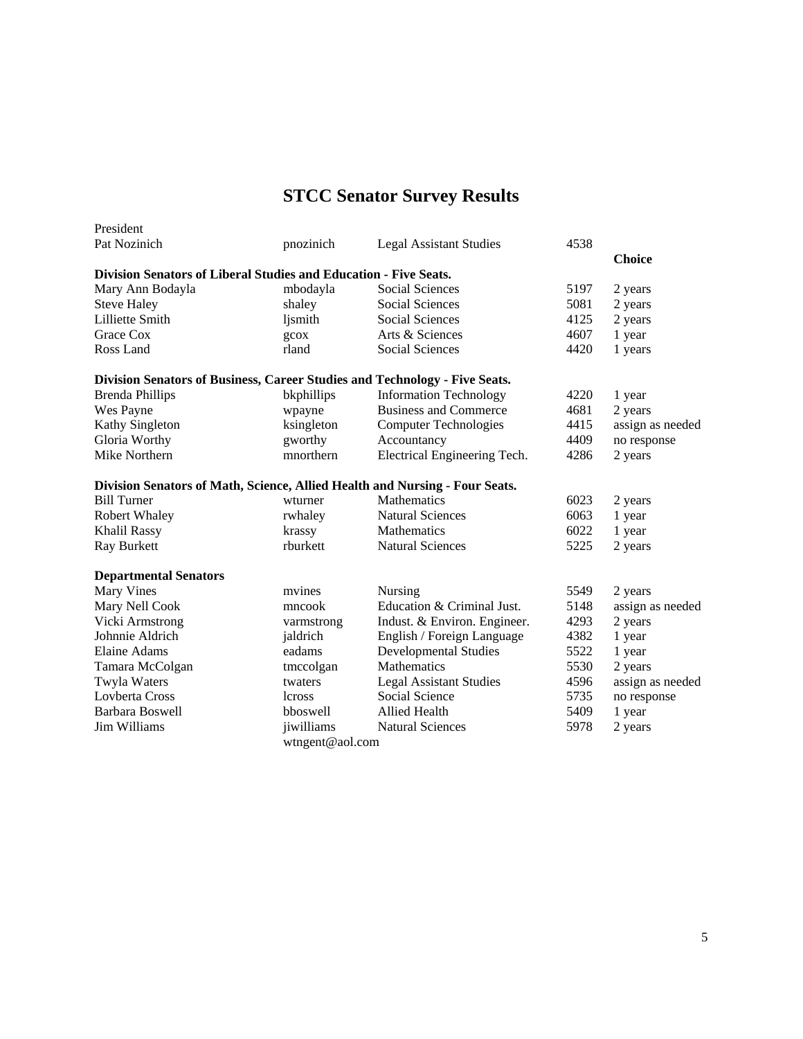# STCC Senator Survey Results

| | | | | |
|---|---|---|---|---|
| President | | | | |
| Pat Nozinich | pnozinich | Legal Assistant Studies | 4538 | |
| | | | | **Choice** |
| **Division Senators of Liberal Studies and Education - Five Seats.** | | | | |
| Mary Ann Bodayla | mbodayla | Social Sciences | 5197 | 2 years |
| Steve Haley | shaley | Social Sciences | 5081 | 2 years |
| Lilliette Smith | ljsmith | Social Sciences | 4125 | 2 years |
| Grace Cox | gcox | Arts & Sciences | 4607 | 1 year |
| Ross Land | rland | Social Sciences | 4420 | 1 years |
| **Division Senators of Business, Career Studies and Technology - Five Seats.** | | | | |
| Brenda Phillips | bkphillips | Information Technology | 4220 | 1 year |
| Wes Payne | wpayne | Business and Commerce | 4681 | 2 years |
| Kathy Singleton | ksingleton | Computer Technologies | 4415 | assign as needed |
| Gloria Worthy | gworthy | Accountancy | 4409 | no response |
| Mike Northern | mnorthern | Electrical Engineering Tech. | 4286 | 2 years |
| **Division Senators of Math, Science, Allied Health and Nursing - Four Seats.** | | | | |
| Bill Turner | wturner | Mathematics | 6023 | 2 years |
| Robert Whaley | rwhaley | Natural Sciences | 6063 | 1 year |
| Khalil Rassy | krassy | Mathematics | 6022 | 1 year |
| Ray Burkett | rburkett | Natural Sciences | 5225 | 2 years |
| **Departmental Senators** | | | | |
| Mary Vines | mvines | Nursing | 5549 | 2 years |
| Mary Nell Cook | mncook | Education & Criminal Just. | 5148 | assign as needed |
| Vicki Armstrong | varmstrong | Indust. & Environ. Engineer. | 4293 | 2 years |
| Johnnie Aldrich | jaldrich | English / Foreign Language | 4382 | 1 year |
| Elaine Adams | eadams | Developmental Studies | 5522 | 1 year |
| Tamara McColgan | tmccolgan | Mathematics | 5530 | 2 years |
| Twyla Waters | twaters | Legal Assistant Studies | 4596 | assign as needed |
| Lovberta Cross | lcross | Social Science | 5735 | no response |
| Barbara Boswell | bboswell | Allied Health | 5409 | 1 year |
| Jim Williams | jiwilliams<br>wtngent@aol.com | Natural Sciences | 5978 | 2 years |